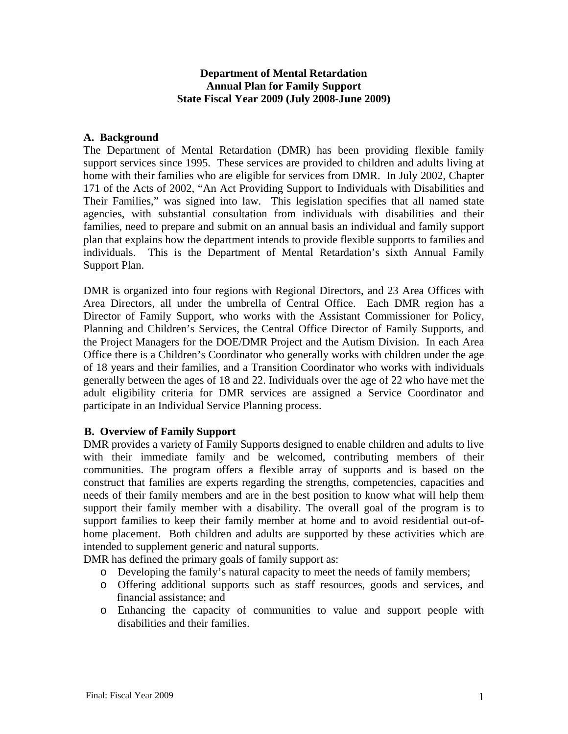# Department of Mental Retardation
# Annual Plan for Family Support
# State Fiscal Year 2009 (July 2008-June 2009)

## A. Background

The Department of Mental Retardation (DMR) has been providing flexible family support services since 1995. These services are provided to children and adults living at home with their families who are eligible for services from DMR. In July 2002, Chapter 171 of the Acts of 2002, "An Act Providing Support to Individuals with Disabilities and Their Families," was signed into law. This legislation specifies that all named state agencies, with substantial consultation from individuals with disabilities and their families, need to prepare and submit on an annual basis an individual and family support plan that explains how the department intends to provide flexible supports to families and individuals. This is the Department of Mental Retardation's sixth Annual Family Support Plan.

DMR is organized into four regions with Regional Directors, and 23 Area Offices with Area Directors, all under the umbrella of Central Office. Each DMR region has a Director of Family Support, who works with the Assistant Commissioner for Policy, Planning and Children's Services, the Central Office Director of Family Supports, and the Project Managers for the DOE/DMR Project and the Autism Division. In each Area Office there is a Children's Coordinator who generally works with children under the age of 18 years and their families, and a Transition Coordinator who works with individuals generally between the ages of 18 and 22. Individuals over the age of 22 who have met the adult eligibility criteria for DMR services are assigned a Service Coordinator and participate in an Individual Service Planning process.

## B. Overview of Family Support

DMR provides a variety of Family Supports designed to enable children and adults to live with their immediate family and be welcomed, contributing members of their communities. The program offers a flexible array of supports and is based on the construct that families are experts regarding the strengths, competencies, capacities and needs of their family members and are in the best position to know what will help them support their family member with a disability. The overall goal of the program is to support families to keep their family member at home and to avoid residential out-of-home placement. Both children and adults are supported by these activities which are intended to supplement generic and natural supports.

DMR has defined the primary goals of family support as:

- Developing the family's natural capacity to meet the needs of family members;
- Offering additional supports such as staff resources, goods and services, and financial assistance; and
- Enhancing the capacity of communities to value and support people with disabilities and their families.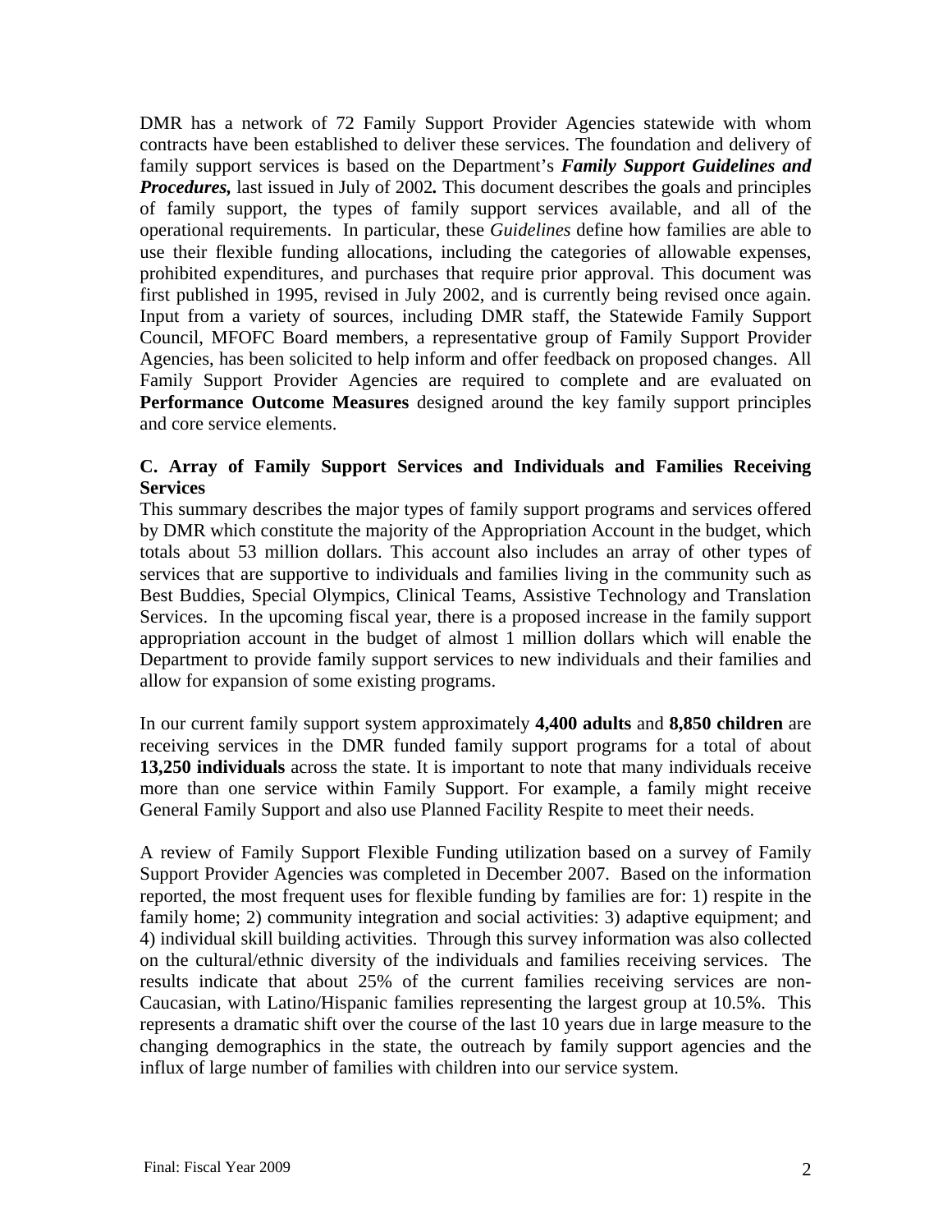DMR has a network of 72 Family Support Provider Agencies statewide with whom contracts have been established to deliver these services. The foundation and delivery of family support services is based on the Department's ***Family Support Guidelines and Procedures,*** last issued in July of 2002**.** This document describes the goals and principles of family support, the types of family support services available, and all of the operational requirements. In particular, these *Guidelines* define how families are able to use their flexible funding allocations, including the categories of allowable expenses, prohibited expenditures, and purchases that require prior approval. This document was first published in 1995, revised in July 2002, and is currently being revised once again. Input from a variety of sources, including DMR staff, the Statewide Family Support Council, MFOFC Board members, a representative group of Family Support Provider Agencies, has been solicited to help inform and offer feedback on proposed changes. All Family Support Provider Agencies are required to complete and are evaluated on **Performance Outcome Measures** designed around the key family support principles and core service elements.

### C. Array of Family Support Services and Individuals and Families Receiving Services

This summary describes the major types of family support programs and services offered by DMR which constitute the majority of the Appropriation Account in the budget, which totals about 53 million dollars. This account also includes an array of other types of services that are supportive to individuals and families living in the community such as Best Buddies, Special Olympics, Clinical Teams, Assistive Technology and Translation Services. In the upcoming fiscal year, there is a proposed increase in the family support appropriation account in the budget of almost 1 million dollars which will enable the Department to provide family support services to new individuals and their families and allow for expansion of some existing programs.

In our current family support system approximately **4,400 adults** and **8,850 children** are receiving services in the DMR funded family support programs for a total of about **13,250 individuals** across the state. It is important to note that many individuals receive more than one service within Family Support. For example, a family might receive General Family Support and also use Planned Facility Respite to meet their needs.

A review of Family Support Flexible Funding utilization based on a survey of Family Support Provider Agencies was completed in December 2007. Based on the information reported, the most frequent uses for flexible funding by families are for: 1) respite in the family home; 2) community integration and social activities: 3) adaptive equipment; and 4) individual skill building activities. Through this survey information was also collected on the cultural/ethnic diversity of the individuals and families receiving services. The results indicate that about 25% of the current families receiving services are non-Caucasian, with Latino/Hispanic families representing the largest group at 10.5%. This represents a dramatic shift over the course of the last 10 years due in large measure to the changing demographics in the state, the outreach by family support agencies and the influx of large number of families with children into our service system.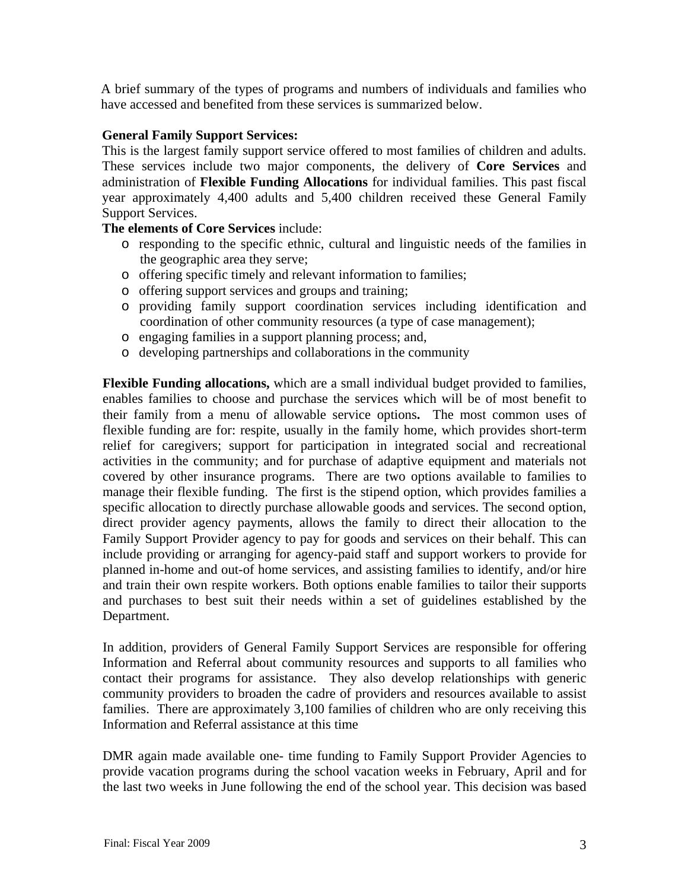A brief summary of the types of programs and numbers of individuals and families who have accessed and benefited from these services is summarized below.

**General Family Support Services:**

This is the largest family support service offered to most families of children and adults. These services include two major components, the delivery of **Core Services** and administration of **Flexible Funding Allocations** for individual families. This past fiscal year approximately 4,400 adults and 5,400 children received these General Family Support Services.

**The elements of Core Services** include:

- responding to the specific ethnic, cultural and linguistic needs of the families in the geographic area they serve;
- offering specific timely and relevant information to families;
- offering support services and groups and training;
- providing family support coordination services including identification and coordination of other community resources (a type of case management);
- engaging families in a support planning process; and,
- developing partnerships and collaborations in the community

**Flexible Funding allocations,** which are a small individual budget provided to families, enables families to choose and purchase the services which will be of most benefit to their family from a menu of allowable service options**.** The most common uses of flexible funding are for: respite, usually in the family home, which provides short-term relief for caregivers; support for participation in integrated social and recreational activities in the community; and for purchase of adaptive equipment and materials not covered by other insurance programs. There are two options available to families to manage their flexible funding. The first is the stipend option, which provides families a specific allocation to directly purchase allowable goods and services. The second option, direct provider agency payments, allows the family to direct their allocation to the Family Support Provider agency to pay for goods and services on their behalf. This can include providing or arranging for agency-paid staff and support workers to provide for planned in-home and out-of home services, and assisting families to identify, and/or hire and train their own respite workers. Both options enable families to tailor their supports and purchases to best suit their needs within a set of guidelines established by the Department.

In addition, providers of General Family Support Services are responsible for offering Information and Referral about community resources and supports to all families who contact their programs for assistance. They also develop relationships with generic community providers to broaden the cadre of providers and resources available to assist families. There are approximately 3,100 families of children who are only receiving this Information and Referral assistance at this time

DMR again made available one- time funding to Family Support Provider Agencies to provide vacation programs during the school vacation weeks in February, April and for the last two weeks in June following the end of the school year. This decision was based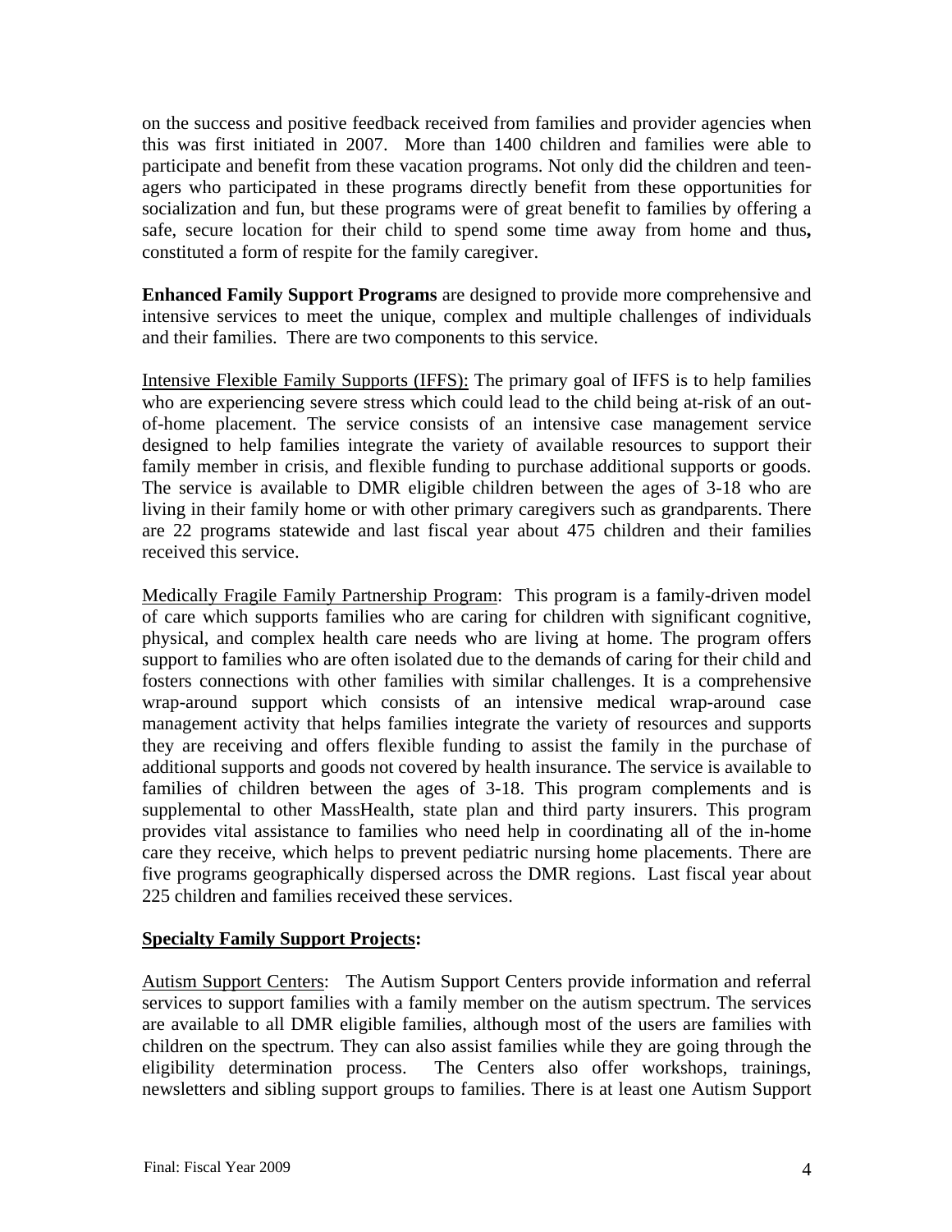on the success and positive feedback received from families and provider agencies when this was first initiated in 2007. More than 1400 children and families were able to participate and benefit from these vacation programs. Not only did the children and teen-agers who participated in these programs directly benefit from these opportunities for socialization and fun, but these programs were of great benefit to families by offering a safe, secure location for their child to spend some time away from home and thus**,** constituted a form of respite for the family caregiver.

**Enhanced Family Support Programs** are designed to provide more comprehensive and intensive services to meet the unique, complex and multiple challenges of individuals and their families. There are two components to this service.

<u>Intensive Flexible Family Supports (IFFS):</u> The primary goal of IFFS is to help families who are experiencing severe stress which could lead to the child being at-risk of an out-of-home placement. The service consists of an intensive case management service designed to help families integrate the variety of available resources to support their family member in crisis, and flexible funding to purchase additional supports or goods. The service is available to DMR eligible children between the ages of 3-18 who are living in their family home or with other primary caregivers such as grandparents. There are 22 programs statewide and last fiscal year about 475 children and their families received this service.

<u>Medically Fragile Family Partnership Program</u>: This program is a family-driven model of care which supports families who are caring for children with significant cognitive, physical, and complex health care needs who are living at home. The program offers support to families who are often isolated due to the demands of caring for their child and fosters connections with other families with similar challenges. It is a comprehensive wrap-around support which consists of an intensive medical wrap-around case management activity that helps families integrate the variety of resources and supports they are receiving and offers flexible funding to assist the family in the purchase of additional supports and goods not covered by health insurance. The service is available to families of children between the ages of 3-18. This program complements and is supplemental to other MassHealth, state plan and third party insurers. This program provides vital assistance to families who need help in coordinating all of the in-home care they receive, which helps to prevent pediatric nursing home placements. There are five programs geographically dispersed across the DMR regions. Last fiscal year about 225 children and families received these services.

**<u>Specialty Family Support Projects</u>:**

<u>Autism Support Centers</u>: The Autism Support Centers provide information and referral services to support families with a family member on the autism spectrum. The services are available to all DMR eligible families, although most of the users are families with children on the spectrum. They can also assist families while they are going through the eligibility determination process. The Centers also offer workshops, trainings, newsletters and sibling support groups to families. There is at least one Autism Support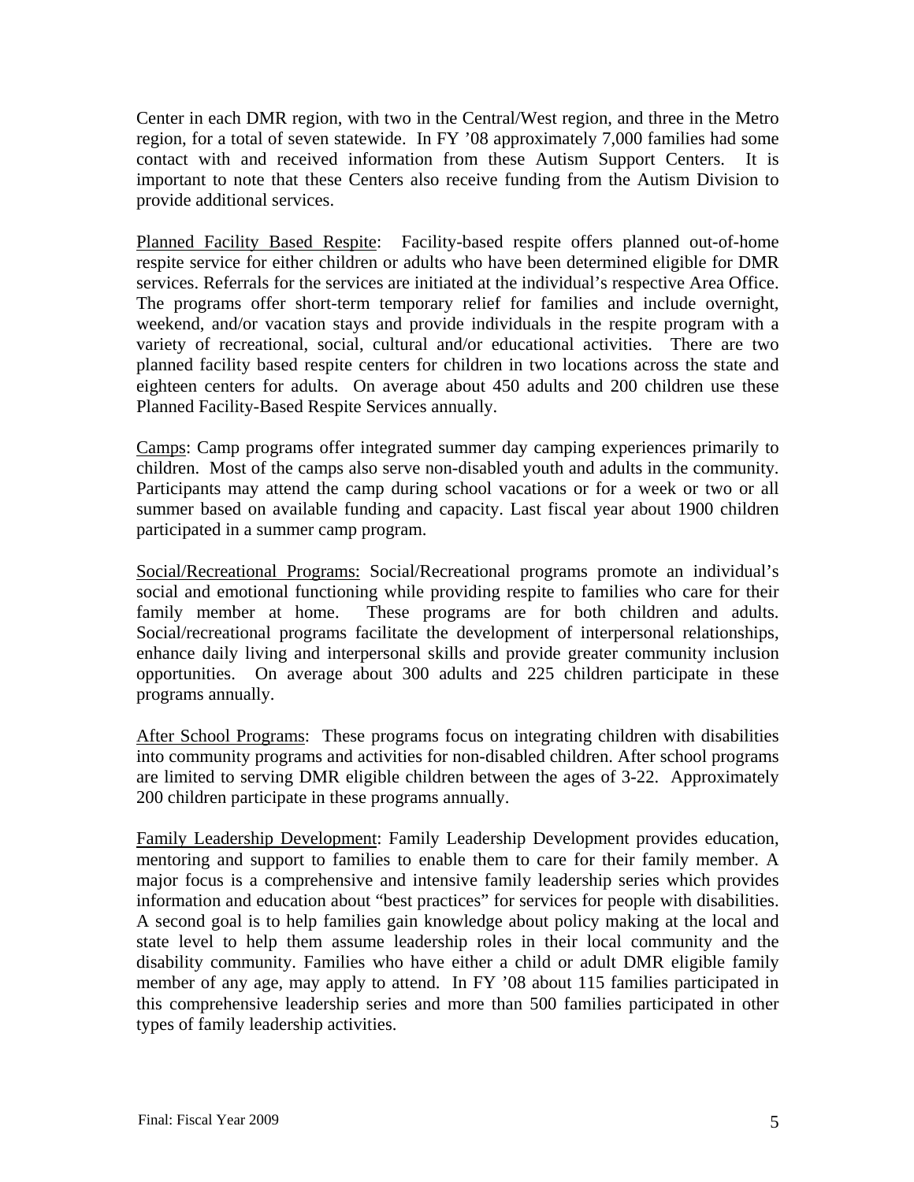Center in each DMR region, with two in the Central/West region, and three in the Metro region, for a total of seven statewide. In FY '08 approximately 7,000 families had some contact with and received information from these Autism Support Centers. It is important to note that these Centers also receive funding from the Autism Division to provide additional services.

Planned Facility Based Respite: Facility-based respite offers planned out-of-home respite service for either children or adults who have been determined eligible for DMR services. Referrals for the services are initiated at the individual's respective Area Office. The programs offer short-term temporary relief for families and include overnight, weekend, and/or vacation stays and provide individuals in the respite program with a variety of recreational, social, cultural and/or educational activities. There are two planned facility based respite centers for children in two locations across the state and eighteen centers for adults. On average about 450 adults and 200 children use these Planned Facility-Based Respite Services annually.

Camps: Camp programs offer integrated summer day camping experiences primarily to children. Most of the camps also serve non-disabled youth and adults in the community. Participants may attend the camp during school vacations or for a week or two or all summer based on available funding and capacity. Last fiscal year about 1900 children participated in a summer camp program.

Social/Recreational Programs: Social/Recreational programs promote an individual's social and emotional functioning while providing respite to families who care for their family member at home. These programs are for both children and adults. Social/recreational programs facilitate the development of interpersonal relationships, enhance daily living and interpersonal skills and provide greater community inclusion opportunities. On average about 300 adults and 225 children participate in these programs annually.

After School Programs: These programs focus on integrating children with disabilities into community programs and activities for non-disabled children. After school programs are limited to serving DMR eligible children between the ages of 3-22. Approximately 200 children participate in these programs annually.

Family Leadership Development: Family Leadership Development provides education, mentoring and support to families to enable them to care for their family member. A major focus is a comprehensive and intensive family leadership series which provides information and education about "best practices" for services for people with disabilities. A second goal is to help families gain knowledge about policy making at the local and state level to help them assume leadership roles in their local community and the disability community. Families who have either a child or adult DMR eligible family member of any age, may apply to attend. In FY '08 about 115 families participated in this comprehensive leadership series and more than 500 families participated in other types of family leadership activities.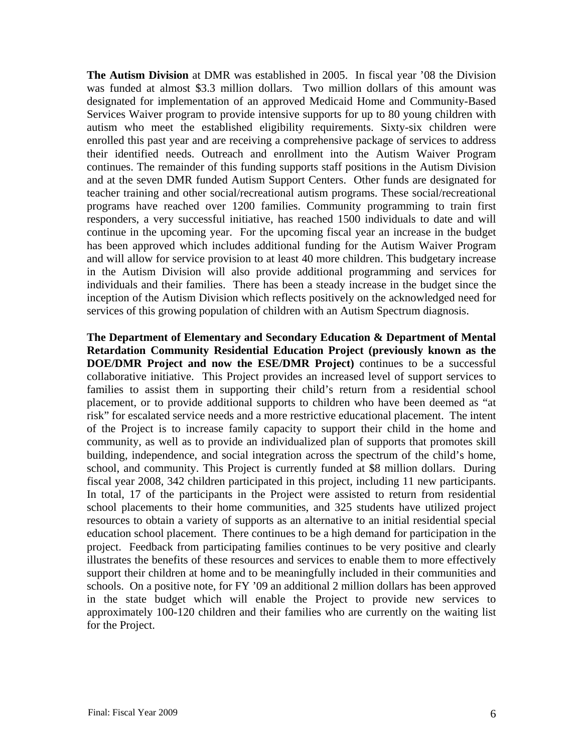**The Autism Division** at DMR was established in 2005. In fiscal year '08 the Division was funded at almost $3.3 million dollars. Two million dollars of this amount was designated for implementation of an approved Medicaid Home and Community-Based Services Waiver program to provide intensive supports for up to 80 young children with autism who meet the established eligibility requirements. Sixty-six children were enrolled this past year and are receiving a comprehensive package of services to address their identified needs. Outreach and enrollment into the Autism Waiver Program continues. The remainder of this funding supports staff positions in the Autism Division and at the seven DMR funded Autism Support Centers. Other funds are designated for teacher training and other social/recreational autism programs. These social/recreational programs have reached over 1200 families. Community programming to train first responders, a very successful initiative, has reached 1500 individuals to date and will continue in the upcoming year. For the upcoming fiscal year an increase in the budget has been approved which includes additional funding for the Autism Waiver Program and will allow for service provision to at least 40 more children. This budgetary increase in the Autism Division will also provide additional programming and services for individuals and their families. There has been a steady increase in the budget since the inception of the Autism Division which reflects positively on the acknowledged need for services of this growing population of children with an Autism Spectrum diagnosis.

**The Department of Elementary and Secondary Education & Department of Mental Retardation Community Residential Education Project (previously known as the DOE/DMR Project and now the ESE/DMR Project)** continues to be a successful collaborative initiative. This Project provides an increased level of support services to families to assist them in supporting their child's return from a residential school placement, or to provide additional supports to children who have been deemed as "at risk" for escalated service needs and a more restrictive educational placement. The intent of the Project is to increase family capacity to support their child in the home and community, as well as to provide an individualized plan of supports that promotes skill building, independence, and social integration across the spectrum of the child's home, school, and community. This Project is currently funded at $8 million dollars. During fiscal year 2008, 342 children participated in this project, including 11 new participants. In total, 17 of the participants in the Project were assisted to return from residential school placements to their home communities, and 325 students have utilized project resources to obtain a variety of supports as an alternative to an initial residential special education school placement. There continues to be a high demand for participation in the project. Feedback from participating families continues to be very positive and clearly illustrates the benefits of these resources and services to enable them to more effectively support their children at home and to be meaningfully included in their communities and schools. On a positive note, for FY '09 an additional 2 million dollars has been approved in the state budget which will enable the Project to provide new services to approximately 100-120 children and their families who are currently on the waiting list for the Project.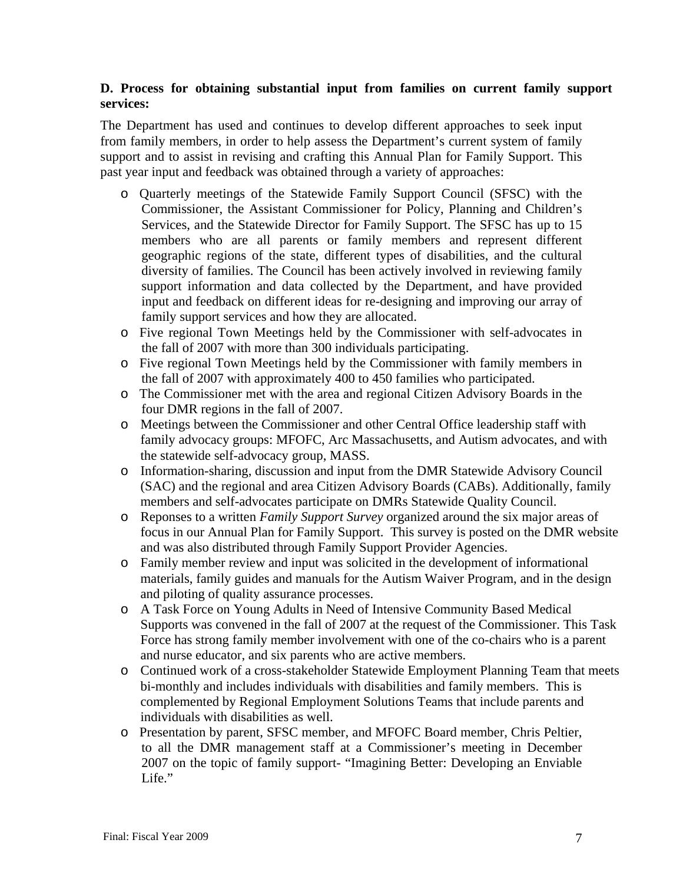**D. Process for obtaining substantial input from families on current family support services:**

The Department has used and continues to develop different approaches to seek input from family members, in order to help assess the Department's current system of family support and to assist in revising and crafting this Annual Plan for Family Support. This past year input and feedback was obtained through a variety of approaches:

- Quarterly meetings of the Statewide Family Support Council (SFSC) with the Commissioner, the Assistant Commissioner for Policy, Planning and Children's Services, and the Statewide Director for Family Support. The SFSC has up to 15 members who are all parents or family members and represent different geographic regions of the state, different types of disabilities, and the cultural diversity of families. The Council has been actively involved in reviewing family support information and data collected by the Department, and have provided input and feedback on different ideas for re-designing and improving our array of family support services and how they are allocated.
- Five regional Town Meetings held by the Commissioner with self-advocates in the fall of 2007 with more than 300 individuals participating.
- Five regional Town Meetings held by the Commissioner with family members in the fall of 2007 with approximately 400 to 450 families who participated.
- The Commissioner met with the area and regional Citizen Advisory Boards in the four DMR regions in the fall of 2007.
- Meetings between the Commissioner and other Central Office leadership staff with family advocacy groups: MFOFC, Arc Massachusetts, and Autism advocates, and with the statewide self-advocacy group, MASS.
- Information-sharing, discussion and input from the DMR Statewide Advisory Council (SAC) and the regional and area Citizen Advisory Boards (CABs). Additionally, family members and self-advocates participate on DMRs Statewide Quality Council.
- Reponses to a written *Family Support Survey* organized around the six major areas of focus in our Annual Plan for Family Support. This survey is posted on the DMR website and was also distributed through Family Support Provider Agencies.
- Family member review and input was solicited in the development of informational materials, family guides and manuals for the Autism Waiver Program, and in the design and piloting of quality assurance processes.
- A Task Force on Young Adults in Need of Intensive Community Based Medical Supports was convened in the fall of 2007 at the request of the Commissioner. This Task Force has strong family member involvement with one of the co-chairs who is a parent and nurse educator, and six parents who are active members.
- Continued work of a cross-stakeholder Statewide Employment Planning Team that meets bi-monthly and includes individuals with disabilities and family members. This is complemented by Regional Employment Solutions Teams that include parents and individuals with disabilities as well.
- Presentation by parent, SFSC member, and MFOFC Board member, Chris Peltier, to all the DMR management staff at a Commissioner's meeting in December 2007 on the topic of family support- "Imagining Better: Developing an Enviable Life."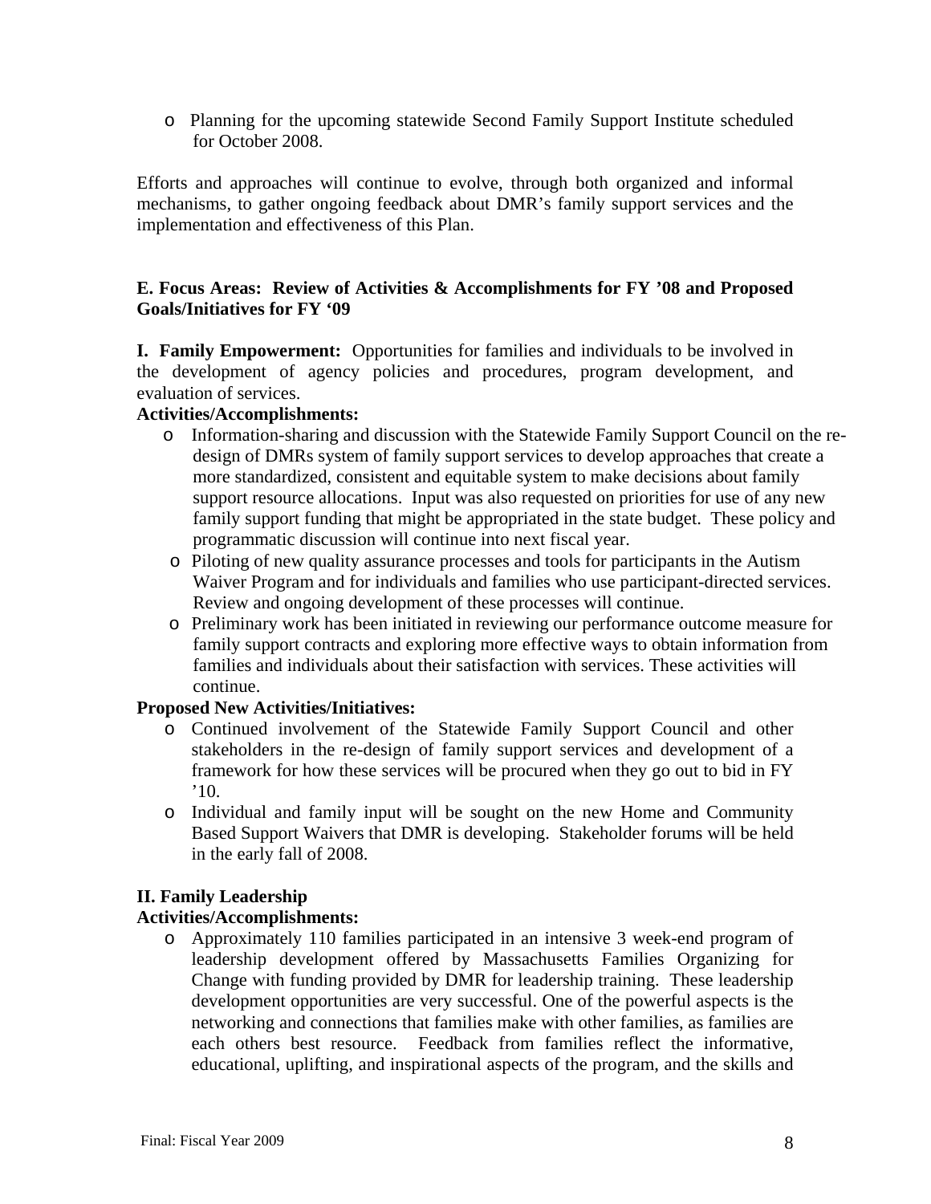- Planning for the upcoming statewide Second Family Support Institute scheduled for October 2008.

Efforts and approaches will continue to evolve, through both organized and informal mechanisms, to gather ongoing feedback about DMR's family support services and the implementation and effectiveness of this Plan.

**E. Focus Areas: Review of Activities & Accomplishments for FY '08 and Proposed Goals/Initiatives for FY '09**

**I. Family Empowerment:** Opportunities for families and individuals to be involved in the development of agency policies and procedures, program development, and evaluation of services.

**Activities/Accomplishments:**

- Information-sharing and discussion with the Statewide Family Support Council on the re-design of DMRs system of family support services to develop approaches that create a more standardized, consistent and equitable system to make decisions about family support resource allocations. Input was also requested on priorities for use of any new family support funding that might be appropriated in the state budget. These policy and programmatic discussion will continue into next fiscal year.
- Piloting of new quality assurance processes and tools for participants in the Autism Waiver Program and for individuals and families who use participant-directed services. Review and ongoing development of these processes will continue.
- Preliminary work has been initiated in reviewing our performance outcome measure for family support contracts and exploring more effective ways to obtain information from families and individuals about their satisfaction with services. These activities will continue.

**Proposed New Activities/Initiatives:**

- Continued involvement of the Statewide Family Support Council and other stakeholders in the re-design of family support services and development of a framework for how these services will be procured when they go out to bid in FY '10.
- Individual and family input will be sought on the new Home and Community Based Support Waivers that DMR is developing. Stakeholder forums will be held in the early fall of 2008.

**II. Family Leadership**

**Activities/Accomplishments:**

- Approximately 110 families participated in an intensive 3 week-end program of leadership development offered by Massachusetts Families Organizing for Change with funding provided by DMR for leadership training. These leadership development opportunities are very successful. One of the powerful aspects is the networking and connections that families make with other families, as families are each others best resource. Feedback from families reflect the informative, educational, uplifting, and inspirational aspects of the program, and the skills and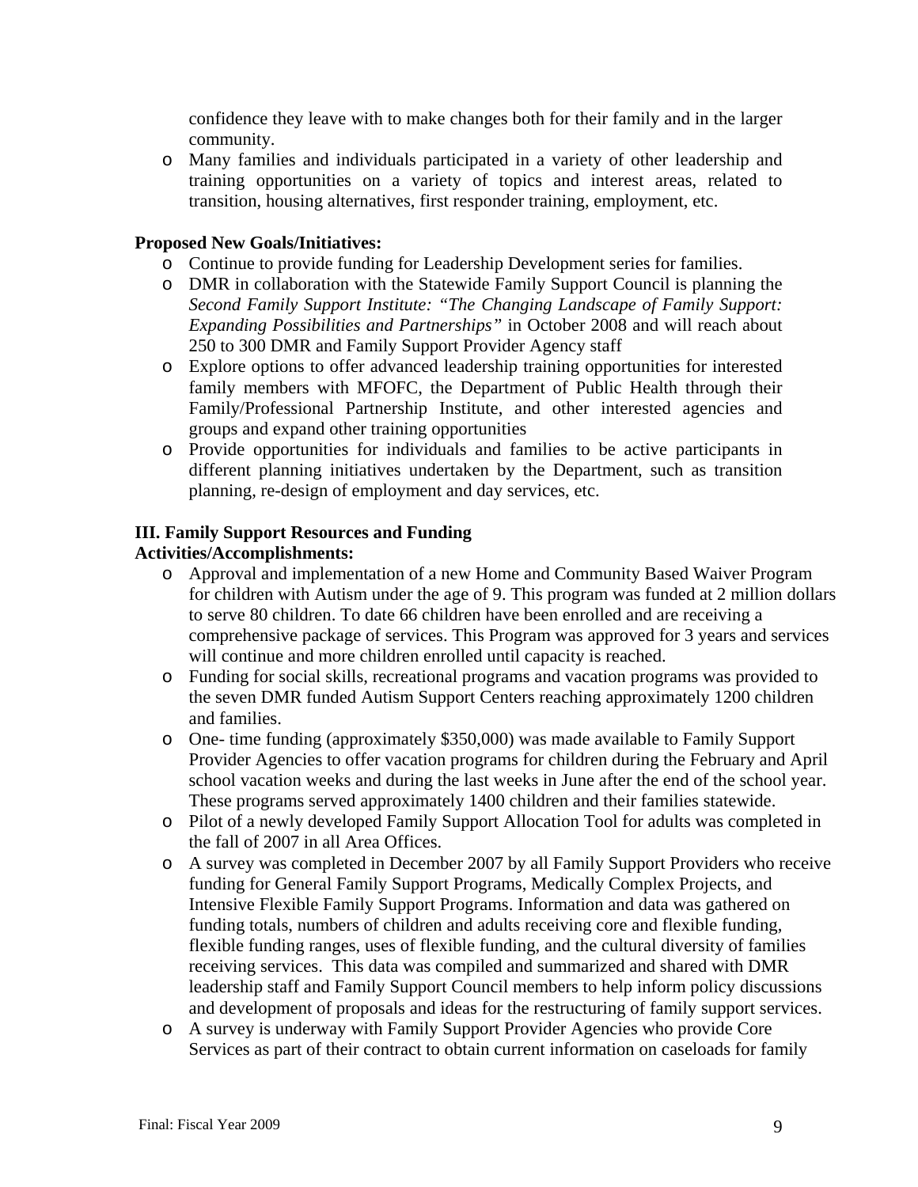confidence they leave with to make changes both for their family and in the larger community.

- Many families and individuals participated in a variety of other leadership and training opportunities on a variety of topics and interest areas, related to transition, housing alternatives, first responder training, employment, etc.

**Proposed New Goals/Initiatives:**

- Continue to provide funding for Leadership Development series for families.
- DMR in collaboration with the Statewide Family Support Council is planning the *Second Family Support Institute: "The Changing Landscape of Family Support: Expanding Possibilities and Partnerships"* in October 2008 and will reach about 250 to 300 DMR and Family Support Provider Agency staff
- Explore options to offer advanced leadership training opportunities for interested family members with MFOFC, the Department of Public Health through their Family/Professional Partnership Institute, and other interested agencies and groups and expand other training opportunities
- Provide opportunities for individuals and families to be active participants in different planning initiatives undertaken by the Department, such as transition planning, re-design of employment and day services, etc.

**III. Family Support Resources and Funding**
**Activities/Accomplishments:**

- Approval and implementation of a new Home and Community Based Waiver Program for children with Autism under the age of 9. This program was funded at 2 million dollars to serve 80 children. To date 66 children have been enrolled and are receiving a comprehensive package of services. This Program was approved for 3 years and services will continue and more children enrolled until capacity is reached.
- Funding for social skills, recreational programs and vacation programs was provided to the seven DMR funded Autism Support Centers reaching approximately 1200 children and families.
- One- time funding (approximately $350,000) was made available to Family Support Provider Agencies to offer vacation programs for children during the February and April school vacation weeks and during the last weeks in June after the end of the school year. These programs served approximately 1400 children and their families statewide.
- Pilot of a newly developed Family Support Allocation Tool for adults was completed in the fall of 2007 in all Area Offices.
- A survey was completed in December 2007 by all Family Support Providers who receive funding for General Family Support Programs, Medically Complex Projects, and Intensive Flexible Family Support Programs. Information and data was gathered on funding totals, numbers of children and adults receiving core and flexible funding, flexible funding ranges, uses of flexible funding, and the cultural diversity of families receiving services. This data was compiled and summarized and shared with DMR leadership staff and Family Support Council members to help inform policy discussions and development of proposals and ideas for the restructuring of family support services.
- A survey is underway with Family Support Provider Agencies who provide Core Services as part of their contract to obtain current information on caseloads for family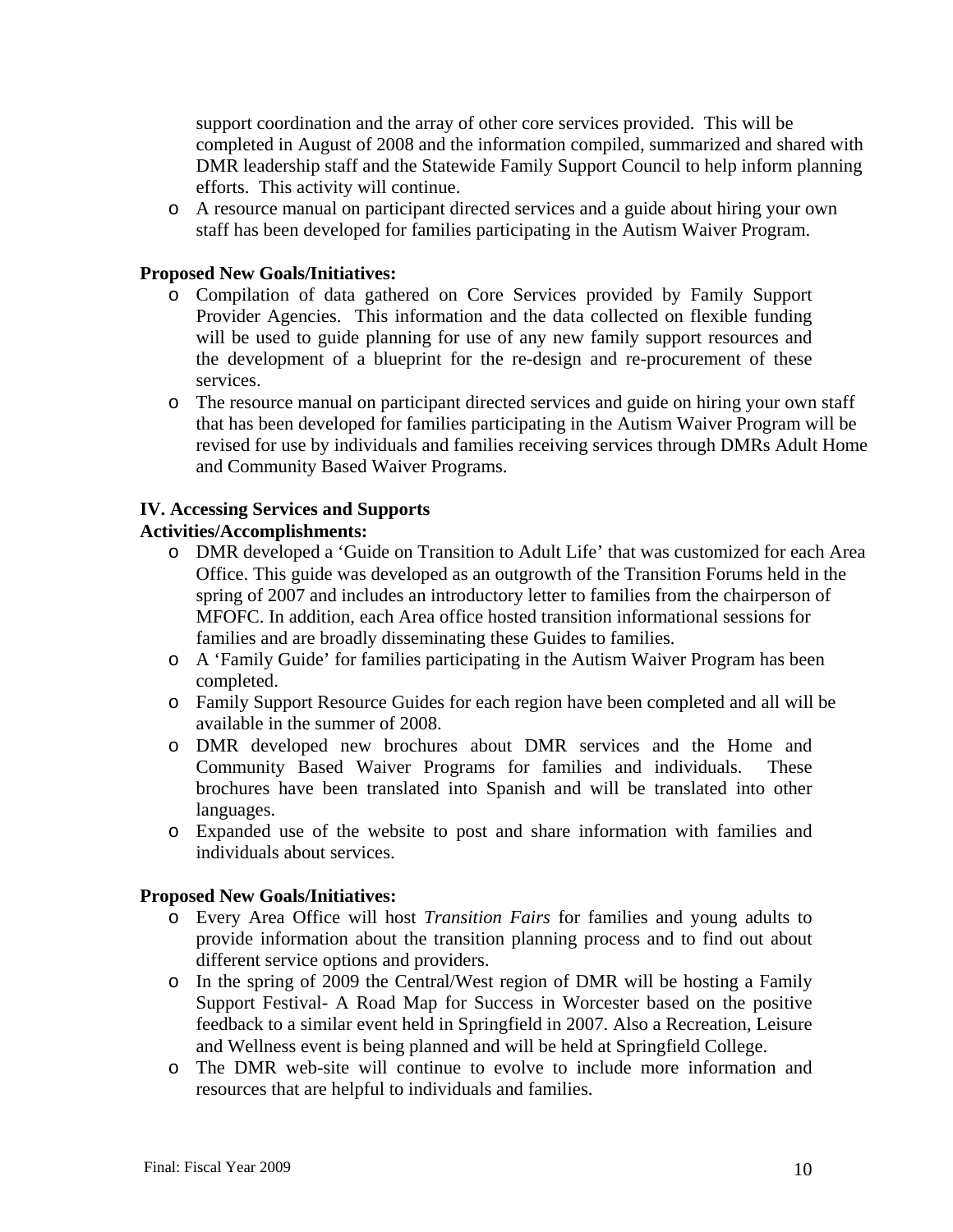support coordination and the array of other core services provided. This will be completed in August of 2008 and the information compiled, summarized and shared with DMR leadership staff and the Statewide Family Support Council to help inform planning efforts. This activity will continue.

- A resource manual on participant directed services and a guide about hiring your own staff has been developed for families participating in the Autism Waiver Program.

**Proposed New Goals/Initiatives:**

- Compilation of data gathered on Core Services provided by Family Support Provider Agencies. This information and the data collected on flexible funding will be used to guide planning for use of any new family support resources and the development of a blueprint for the re-design and re-procurement of these services.
- The resource manual on participant directed services and guide on hiring your own staff that has been developed for families participating in the Autism Waiver Program will be revised for use by individuals and families receiving services through DMRs Adult Home and Community Based Waiver Programs.

**IV. Accessing Services and Supports**

**Activities/Accomplishments:**

- DMR developed a 'Guide on Transition to Adult Life' that was customized for each Area Office. This guide was developed as an outgrowth of the Transition Forums held in the spring of 2007 and includes an introductory letter to families from the chairperson of MFOFC. In addition, each Area office hosted transition informational sessions for families and are broadly disseminating these Guides to families.
- A 'Family Guide' for families participating in the Autism Waiver Program has been completed.
- Family Support Resource Guides for each region have been completed and all will be available in the summer of 2008.
- DMR developed new brochures about DMR services and the Home and Community Based Waiver Programs for families and individuals. These brochures have been translated into Spanish and will be translated into other languages.
- Expanded use of the website to post and share information with families and individuals about services.

**Proposed New Goals/Initiatives:**

- Every Area Office will host *Transition Fairs* for families and young adults to provide information about the transition planning process and to find out about different service options and providers.
- In the spring of 2009 the Central/West region of DMR will be hosting a Family Support Festival- A Road Map for Success in Worcester based on the positive feedback to a similar event held in Springfield in 2007. Also a Recreation, Leisure and Wellness event is being planned and will be held at Springfield College.
- The DMR web-site will continue to evolve to include more information and resources that are helpful to individuals and families.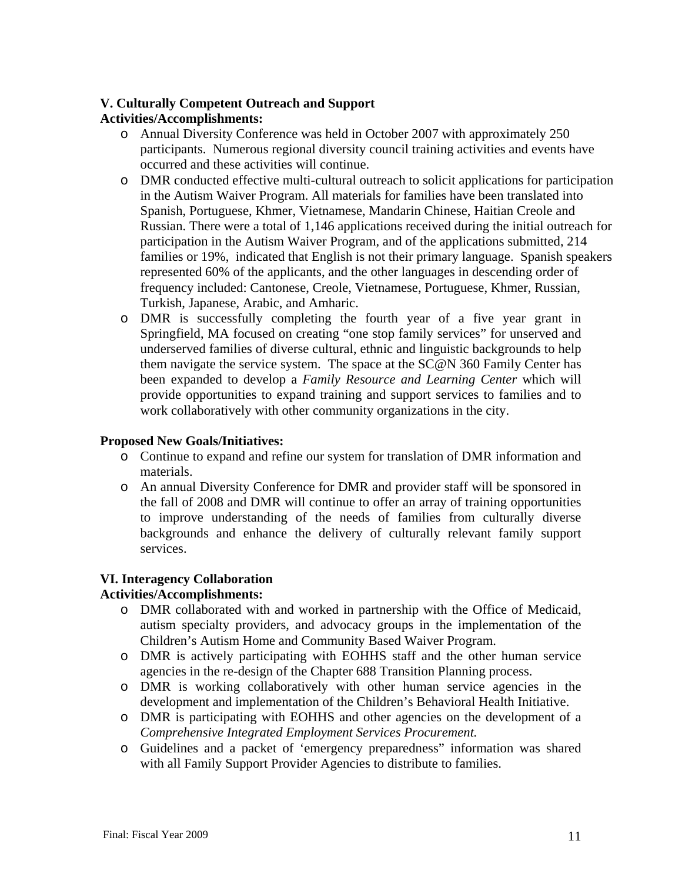**V. Culturally Competent Outreach and Support**
**Activities/Accomplishments:**

- Annual Diversity Conference was held in October 2007 with approximately 250 participants. Numerous regional diversity council training activities and events have occurred and these activities will continue.
- DMR conducted effective multi-cultural outreach to solicit applications for participation in the Autism Waiver Program. All materials for families have been translated into Spanish, Portuguese, Khmer, Vietnamese, Mandarin Chinese, Haitian Creole and Russian. There were a total of 1,146 applications received during the initial outreach for participation in the Autism Waiver Program, and of the applications submitted, 214 families or 19%, indicated that English is not their primary language. Spanish speakers represented 60% of the applicants, and the other languages in descending order of frequency included: Cantonese, Creole, Vietnamese, Portuguese, Khmer, Russian, Turkish, Japanese, Arabic, and Amharic.
- DMR is successfully completing the fourth year of a five year grant in Springfield, MA focused on creating "one stop family services" for unserved and underserved families of diverse cultural, ethnic and linguistic backgrounds to help them navigate the service system. The space at the SC@N 360 Family Center has been expanded to develop a *Family Resource and Learning Center* which will provide opportunities to expand training and support services to families and to work collaboratively with other community organizations in the city.

**Proposed New Goals/Initiatives:**

- Continue to expand and refine our system for translation of DMR information and materials.
- An annual Diversity Conference for DMR and provider staff will be sponsored in the fall of 2008 and DMR will continue to offer an array of training opportunities to improve understanding of the needs of families from culturally diverse backgrounds and enhance the delivery of culturally relevant family support services.

**VI. Interagency Collaboration**
**Activities/Accomplishments:**

- DMR collaborated with and worked in partnership with the Office of Medicaid, autism specialty providers, and advocacy groups in the implementation of the Children's Autism Home and Community Based Waiver Program.
- DMR is actively participating with EOHHS staff and the other human service agencies in the re-design of the Chapter 688 Transition Planning process.
- DMR is working collaboratively with other human service agencies in the development and implementation of the Children's Behavioral Health Initiative.
- DMR is participating with EOHHS and other agencies on the development of a *Comprehensive Integrated Employment Services Procurement.*
- Guidelines and a packet of 'emergency preparedness" information was shared with all Family Support Provider Agencies to distribute to families.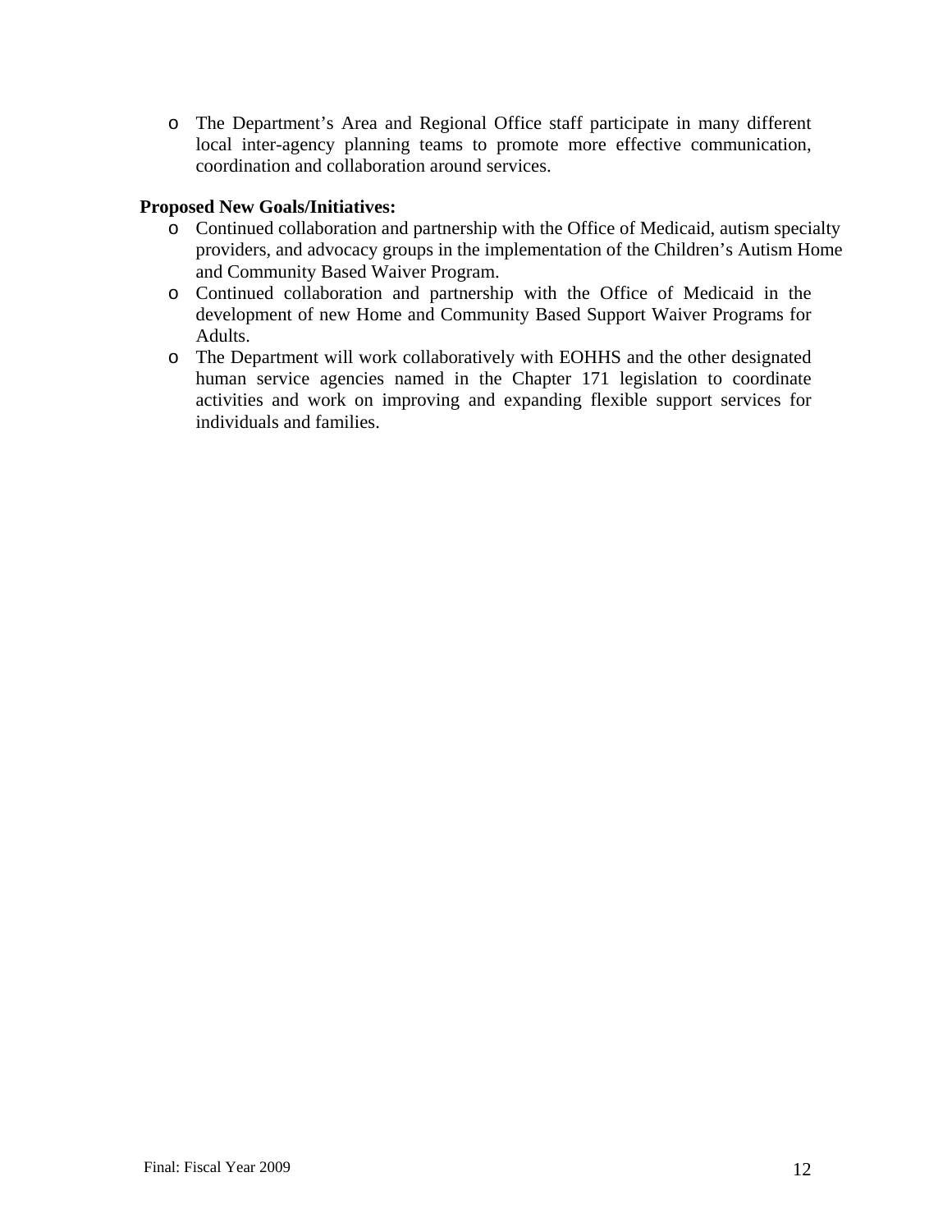- The Department's Area and Regional Office staff participate in many different local inter-agency planning teams to promote more effective communication, coordination and collaboration around services.

**Proposed New Goals/Initiatives:**

- Continued collaboration and partnership with the Office of Medicaid, autism specialty providers, and advocacy groups in the implementation of the Children's Autism Home and Community Based Waiver Program.
- Continued collaboration and partnership with the Office of Medicaid in the development of new Home and Community Based Support Waiver Programs for Adults.
- The Department will work collaboratively with EOHHS and the other designated human service agencies named in the Chapter 171 legislation to coordinate activities and work on improving and expanding flexible support services for individuals and families.